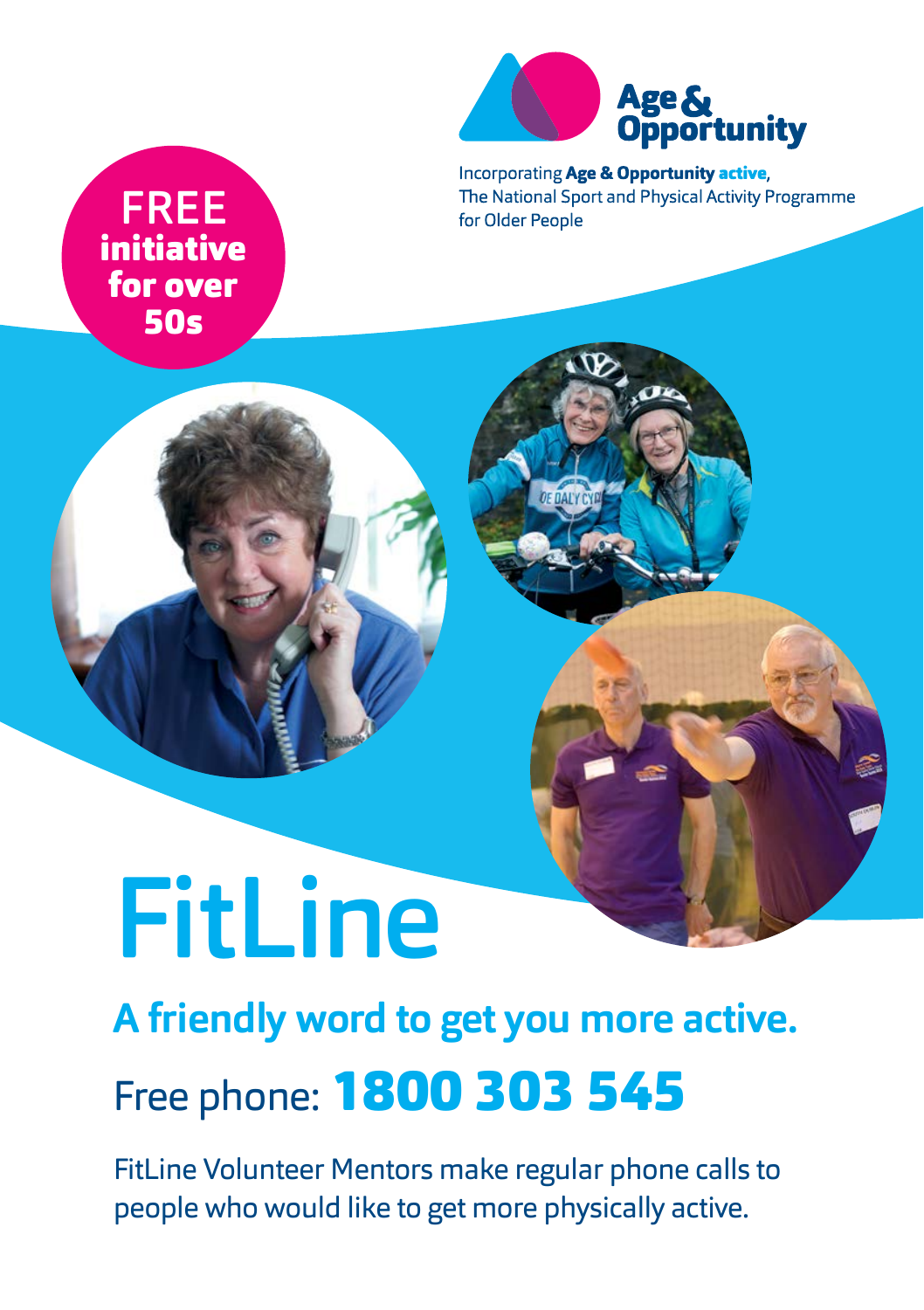**Age & Opportunity**

Incorporating **Age & Opportunity active**,
The National Sport and Physical Activity Programme for Older People

**FREE initiative for over 50s**

# FitLine

## A friendly word to get you more active.

Free phone: **1800 303 545**

FitLine Volunteer Mentors make regular phone calls to people who would like to get more physically active.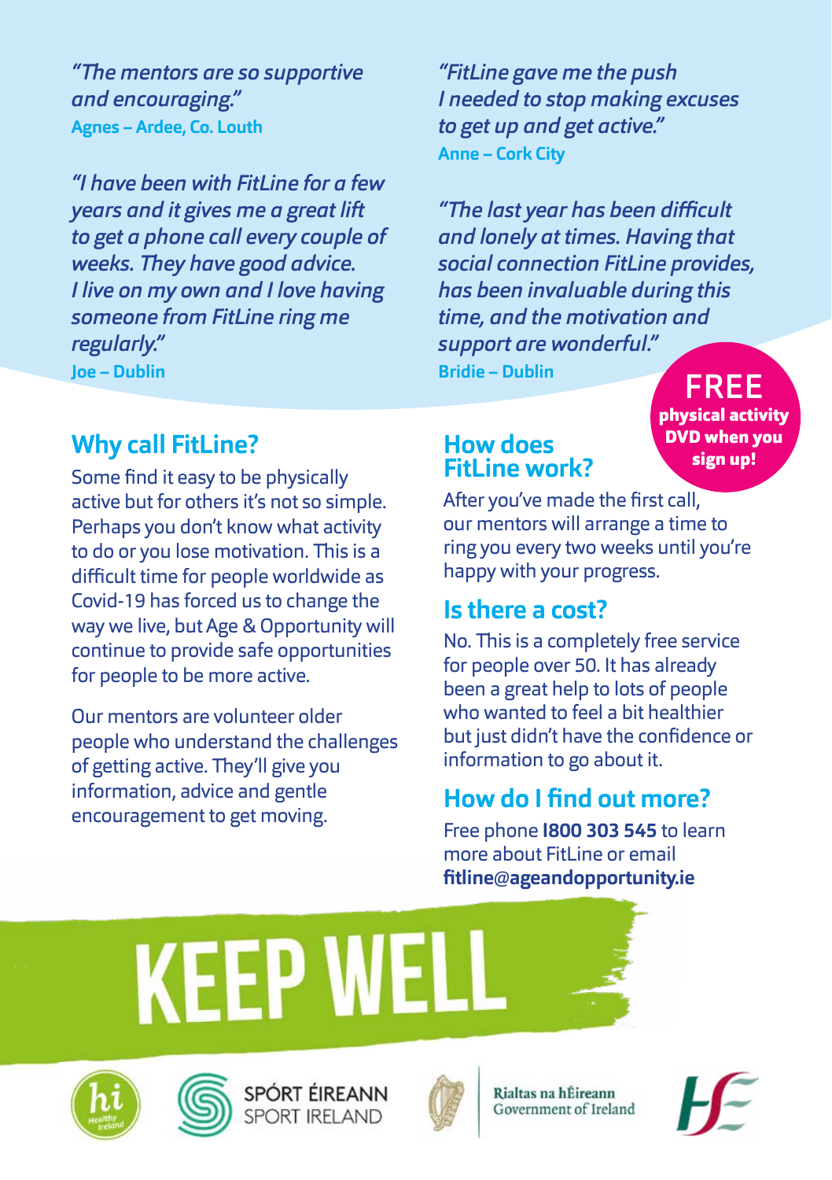*"The mentors are so supportive and encouraging."*
**Agnes – Ardee, Co. Louth**

*"I have been with FitLine for a few years and it gives me a great lift to get a phone call every couple of weeks. They have good advice. I live on my own and I love having someone from FitLine ring me regularly."*
**Joe – Dublin**

*"FitLine gave me the push I needed to stop making excuses to get up and get active."*
**Anne – Cork City**

*"The last year has been difficult and lonely at times. Having that social connection FitLine provides, has been invaluable during this time, and the motivation and support are wonderful."*
**Bridie – Dublin**

## Why call FitLine?

Some find it easy to be physically active but for others it's not so simple. Perhaps you don't know what activity to do or you lose motivation. This is a difficult time for people worldwide as Covid-19 has forced us to change the way we live, but Age & Opportunity will continue to provide safe opportunities for people to be more active.

Our mentors are volunteer older people who understand the challenges of getting active. They'll give you information, advice and gentle encouragement to get moving.

**FREE physical activity DVD when you sign up!**

## How does FitLine work?

After you've made the first call, our mentors will arrange a time to ring you every two weeks until you're happy with your progress.

## Is there a cost?

No. This is a completely free service for people over 50. It has already been a great help to lots of people who wanted to feel a bit healthier but just didn't have the confidence or information to go about it.

## How do I find out more?

Free phone **1800 303 545** to learn more about FitLine or email **fitline@ageandopportunity.ie**

# KEEP WELL

Healthy Ireland

SPÓRT ÉIREANN
SPORT IRELAND

Rialtas na hÉireann
Government of Ireland